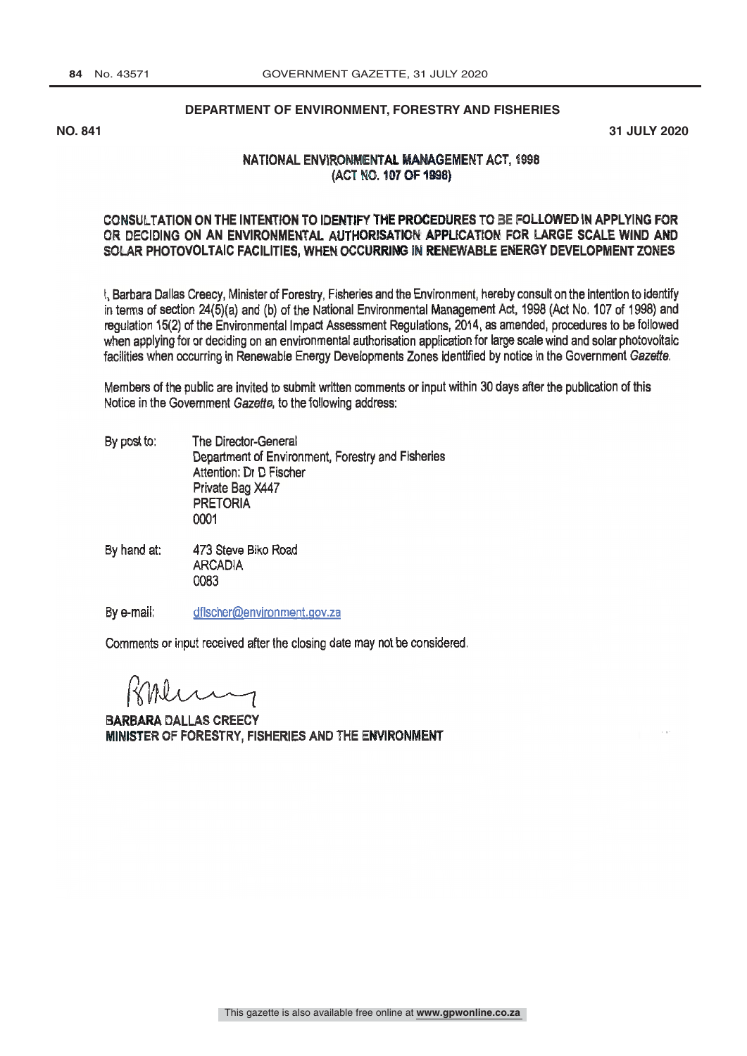**DEPARTMENT OF ENVIRONMENT, FORESTRY AND FISHERIES**

**NO. 841** **31 JULY 2020**

**NATIONAL ENVIRONMENTAL MANAGEMENT ACT, 1998**
**(ACT NO. 107 OF 1998)**

**CONSULTATION ON THE INTENTION TO IDENTIFY THE PROCEDURES TO BE FOLLOWED IN APPLYING FOR OR DECIDING ON AN ENVIRONMENTAL AUTHORISATION APPLICATION FOR LARGE SCALE WIND AND SOLAR PHOTOVOLTAIC FACILITIES, WHEN OCCURRING IN RENEWABLE ENERGY DEVELOPMENT ZONES**

I, Barbara Dallas Creecy, Minister of Forestry, Fisheries and the Environment, hereby consult on the intention to identify in terms of section 24(5)(a) and (b) of the National Environmental Management Act, 1998 (Act No. 107 of 1998) and regulation 15(2) of the Environmental Impact Assessment Regulations, 2014, as amended, procedures to be followed when applying for or deciding on an environmental authorisation application for large scale wind and solar photovoltaic facilities when occurring in Renewable Energy Developments Zones identified by notice in the Government *Gazette*.

Members of the public are invited to submit written comments or input within 30 days after the publication of this Notice in the Government *Gazette*, to the following address:

By post to: The Director-General
Department of Environment, Forestry and Fisheries
Attention: Dr D Fischer
Private Bag X447
PRETORIA
0001

By hand at: 473 Steve Biko Road
ARCADIA
0083

By e-mail: dfischer@environment.gov.za

Comments or input received after the closing date may not be considered.

**BARBARA DALLAS CREECY**
**MINISTER OF FORESTRY, FISHERIES AND THE ENVIRONMENT**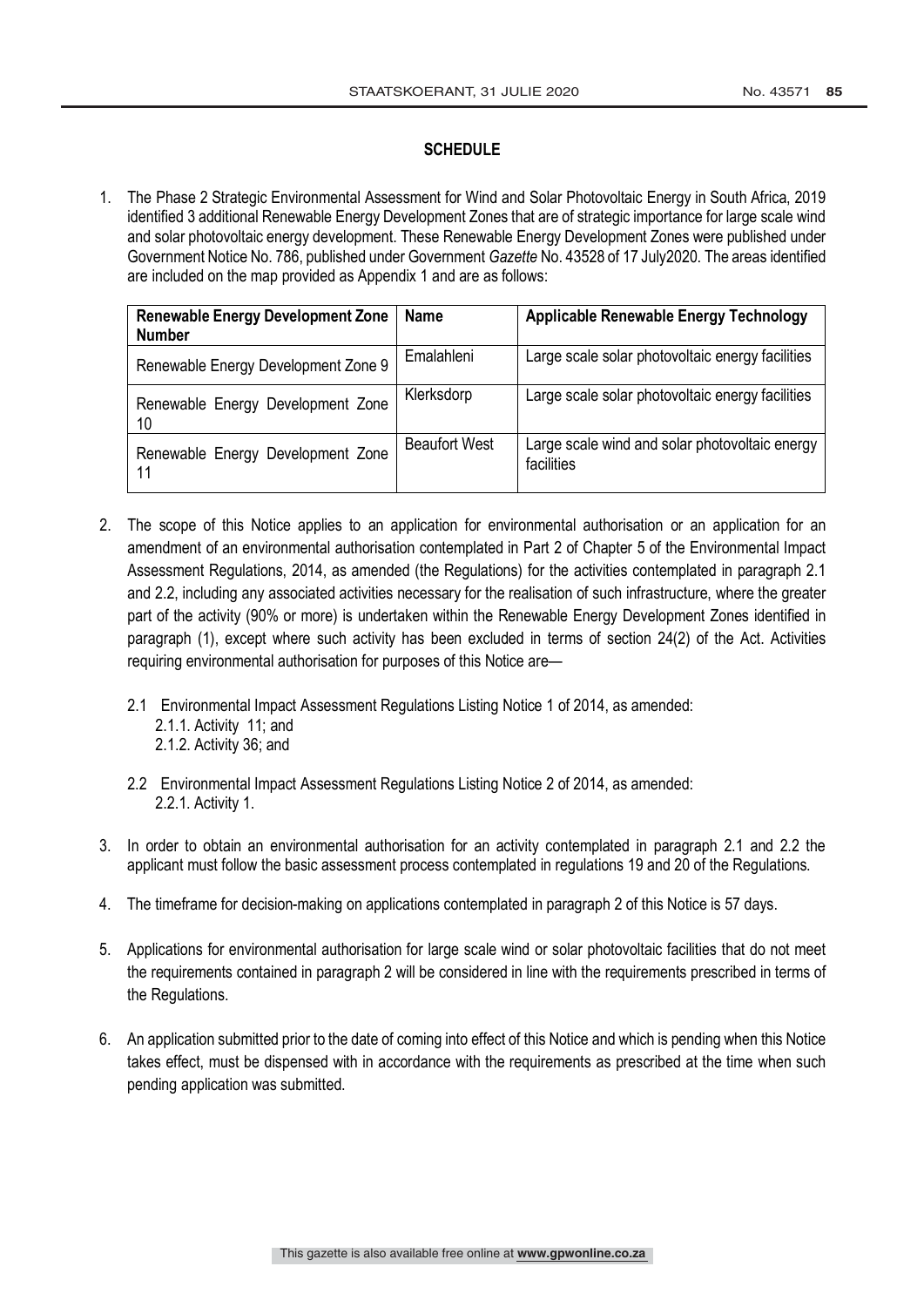**SCHEDULE**

1. The Phase 2 Strategic Environmental Assessment for Wind and Solar Photovoltaic Energy in South Africa, 2019 identified 3 additional Renewable Energy Development Zones that are of strategic importance for large scale wind and solar photovoltaic energy development. These Renewable Energy Development Zones were published under Government Notice No. 786, published under Government *Gazette* No. 43528 of 17 July2020. The areas identified are included on the map provided as Appendix 1 and are as follows:

| Renewable Energy Development Zone Number | Name | Applicable Renewable Energy Technology |
|---|---|---|
| Renewable Energy Development Zone 9 | Emalahleni | Large scale solar photovoltaic energy facilities |
| Renewable Energy Development Zone 10 | Klerksdorp | Large scale solar photovoltaic energy facilities |
| Renewable Energy Development Zone 11 | Beaufort West | Large scale wind and solar photovoltaic energy facilities |

2. The scope of this Notice applies to an application for environmental authorisation or an application for an amendment of an environmental authorisation contemplated in Part 2 of Chapter 5 of the Environmental Impact Assessment Regulations, 2014, as amended (the Regulations) for the activities contemplated in paragraph 2.1 and 2.2, including any associated activities necessary for the realisation of such infrastructure, where the greater part of the activity (90% or more) is undertaken within the Renewable Energy Development Zones identified in paragraph (1), except where such activity has been excluded in terms of section 24(2) of the Act. Activities requiring environmental authorisation for purposes of this Notice are—

   2.1 Environmental Impact Assessment Regulations Listing Notice 1 of 2014, as amended:
   2.1.1. Activity 11; and
   2.1.2. Activity 36; and

   2.2 Environmental Impact Assessment Regulations Listing Notice 2 of 2014, as amended:
   2.2.1. Activity 1.

3. In order to obtain an environmental authorisation for an activity contemplated in paragraph 2.1 and 2.2 the applicant must follow the basic assessment process contemplated in regulations 19 and 20 of the Regulations.

4. The timeframe for decision-making on applications contemplated in paragraph 2 of this Notice is 57 days.

5. Applications for environmental authorisation for large scale wind or solar photovoltaic facilities that do not meet the requirements contained in paragraph 2 will be considered in line with the requirements prescribed in terms of the Regulations.

6. An application submitted prior to the date of coming into effect of this Notice and which is pending when this Notice takes effect, must be dispensed with in accordance with the requirements as prescribed at the time when such pending application was submitted.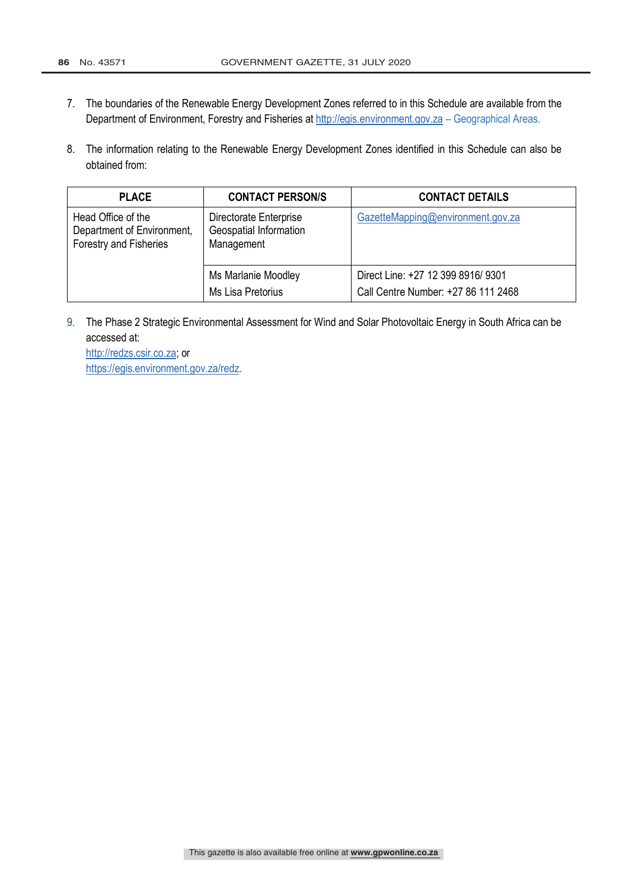7. The boundaries of the Renewable Energy Development Zones referred to in this Schedule are available from the Department of Environment, Forestry and Fisheries at http://egis.environment.gov.za – Geographical Areas.

8. The information relating to the Renewable Energy Development Zones identified in this Schedule can also be obtained from:

| PLACE | CONTACT PERSON/S | CONTACT DETAILS |
|---|---|---|
| Head Office of the Department of Environment, Forestry and Fisheries | Directorate Enterprise Geospatial Information Management | GazetteMapping@environment.gov.za |
| | Ms Marlanie Moodley<br>Ms Lisa Pretorius | Direct Line: +27 12 399 8916/ 9301<br>Call Centre Number: +27 86 111 2468 |

9. The Phase 2 Strategic Environmental Assessment for Wind and Solar Photovoltaic Energy in South Africa can be accessed at:
   http://redzs.csir.co.za; or
   https://egis.environment.gov.za/redz.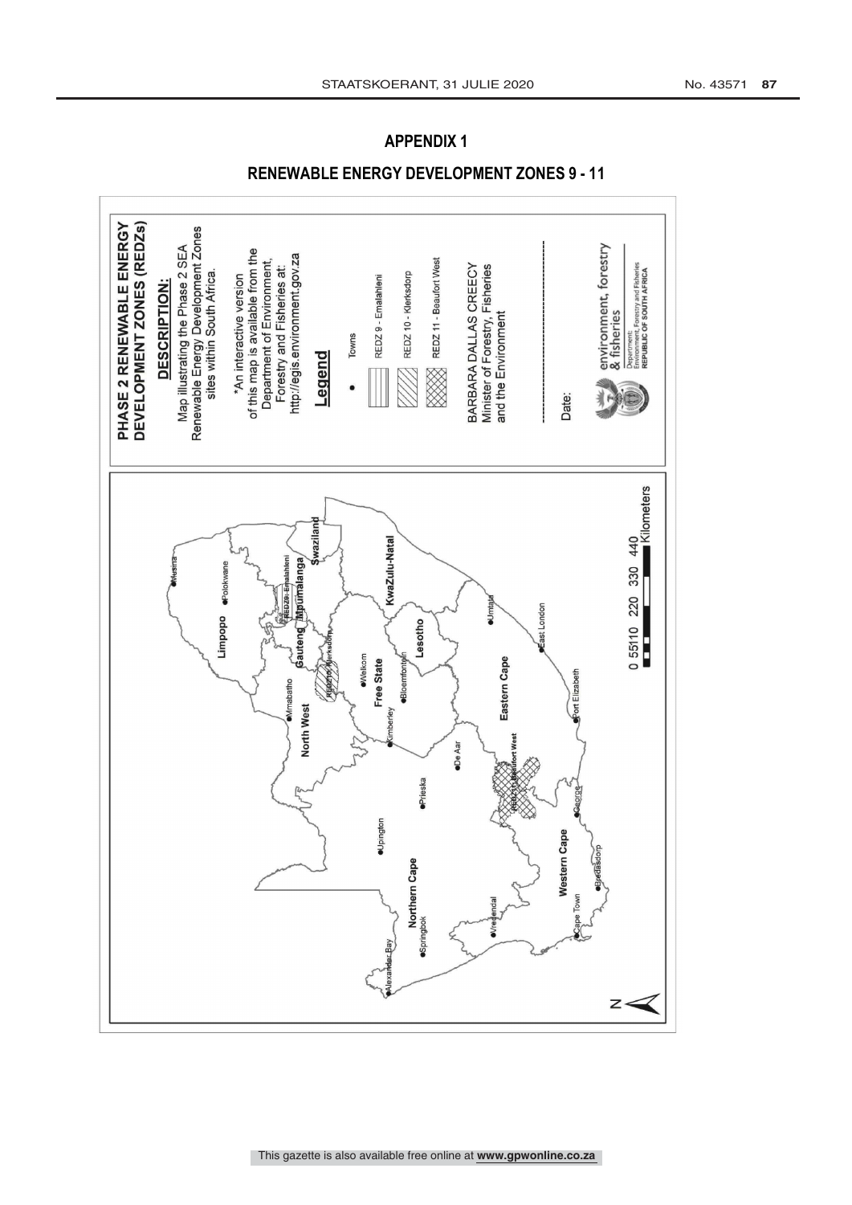# APPENDIX 1

## RENEWABLE ENERGY DEVELOPMENT ZONES 9 - 11

**PHASE 2 RENEWABLE ENERGY DEVELOPMENT ZONES (REDZs)**

**DESCRIPTION:**

Map illustrating the Phase 2 SEA Renewable Energy Development Zones sites within South Africa.

*An interactive version of this map is available from the Department of Environment, Forestry and Fisheries at: http://egis.environment.gov.za

**Legend**

- Towns
- REDZ 9 - Emalahleni
- REDZ 10 - Klerksdorp
- REDZ 11 - Beaufort West

BARBARA DALLAS CREECY
Minister of Forestry, Fisheries and the Environment

Date:

environment, forestry & fisheries
Department: Environment, Forestry and Fisheries
REPUBLIC OF SOUTH AFRICA

Limpopo
Mpumalanga
Gauteng
North West
Free State
KwaZulu-Natal
Lesotho
Swaziland
Northern Cape
Eastern Cape
Western Cape

Musina
Polokwane
Mmabatho
Welkom
Kimberley
Bloemfontein
Umtata
East London
Port Elizabeth
De Aar
Prieska
Upington
Springbok
Alexander Bay
Vredendal
Cape Town
Bredasdorp
George

REDZ9: Emalahleni
REDZ10: Klerksdorp
REDZ11: Beaufort West

0 55110 220 330 440
Kilometers

N